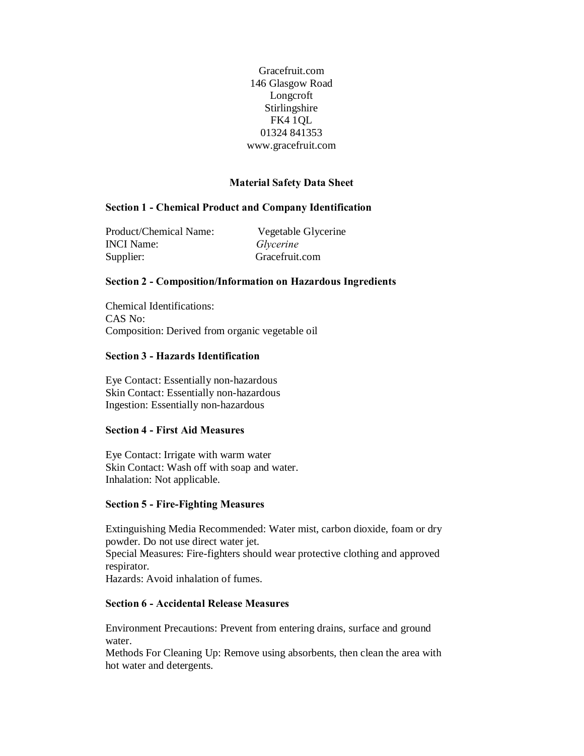Gracefruit.com
146 Glasgow Road
Longcroft
Stirlingshire
FK4 1QL
01324 841353
www.gracefruit.com

# Material Safety Data Sheet

## Section 1 - Chemical Product and Company Identification

Product/Chemical Name: Vegetable Glycerine
INCI Name: *Glycerine*
Supplier: Gracefruit.com

## Section 2 - Composition/Information on Hazardous Ingredients

Chemical Identifications:
CAS No:
Composition: Derived from organic vegetable oil

## Section 3 - Hazards Identification

Eye Contact: Essentially non-hazardous
Skin Contact: Essentially non-hazardous
Ingestion: Essentially non-hazardous

## Section 4 - First Aid Measures

Eye Contact: Irrigate with warm water
Skin Contact: Wash off with soap and water.
Inhalation: Not applicable.

## Section 5 - Fire-Fighting Measures

Extinguishing Media Recommended: Water mist, carbon dioxide, foam or dry powder. Do not use direct water jet.
Special Measures: Fire-fighters should wear protective clothing and approved respirator.
Hazards: Avoid inhalation of fumes.

## Section 6 - Accidental Release Measures

Environment Precautions: Prevent from entering drains, surface and ground water.
Methods For Cleaning Up: Remove using absorbents, then clean the area with hot water and detergents.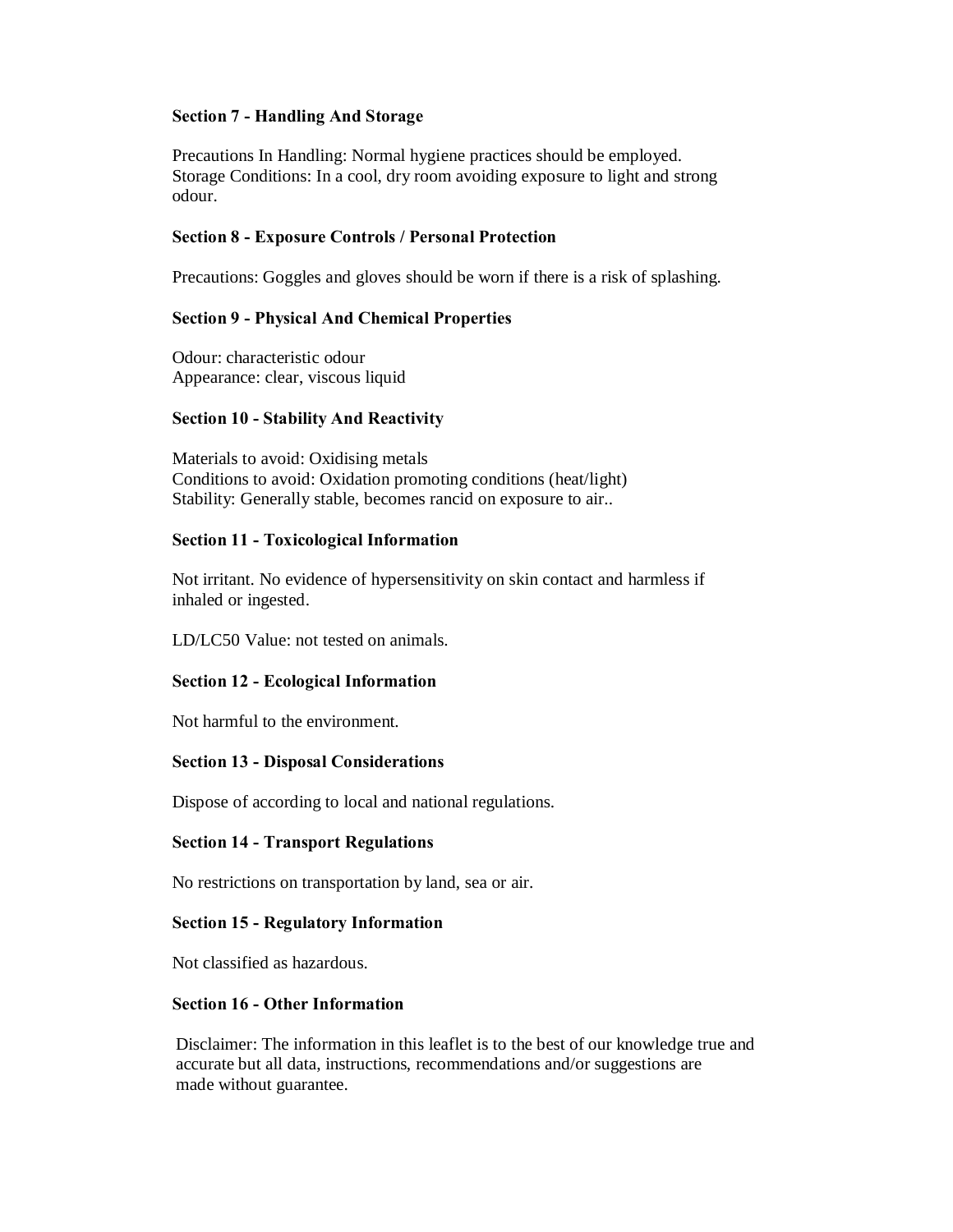**Section 7 - Handling And Storage**

Precautions In Handling: Normal hygiene practices should be employed.
Storage Conditions: In a cool, dry room avoiding exposure to light and strong odour.

**Section 8 - Exposure Controls / Personal Protection**

Precautions: Goggles and gloves should be worn if there is a risk of splashing.

**Section 9 - Physical And Chemical Properties**

Odour: characteristic odour
Appearance: clear, viscous liquid

**Section 10 - Stability And Reactivity**

Materials to avoid: Oxidising metals
Conditions to avoid: Oxidation promoting conditions (heat/light)
Stability: Generally stable, becomes rancid on exposure to air..

**Section 11 - Toxicological Information**

Not irritant. No evidence of hypersensitivity on skin contact and harmless if inhaled or ingested.

LD/LC50 Value: not tested on animals.

**Section 12 - Ecological Information**

Not harmful to the environment.

**Section 13 - Disposal Considerations**

Dispose of according to local and national regulations.

**Section 14 - Transport Regulations**

No restrictions on transportation by land, sea or air.

**Section 15 - Regulatory Information**

Not classified as hazardous.

**Section 16 - Other Information**

Disclaimer: The information in this leaflet is to the best of our knowledge true and accurate but all data, instructions, recommendations and/or suggestions are made without guarantee.